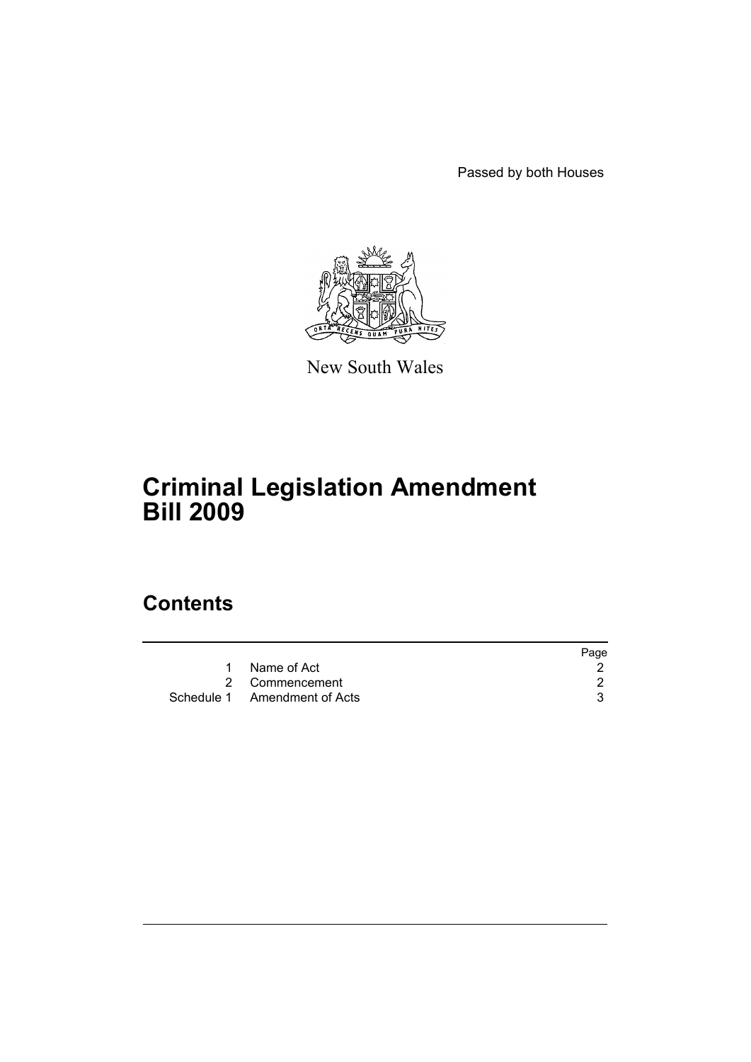Passed by both Houses

New South Wales

# Criminal Legislation Amendment Bill 2009

## Contents

| | | Page |
|---|---|---|
| 1 | Name of Act | 2 |
| 2 | Commencement | 2 |
| Schedule 1 | Amendment of Acts | 3 |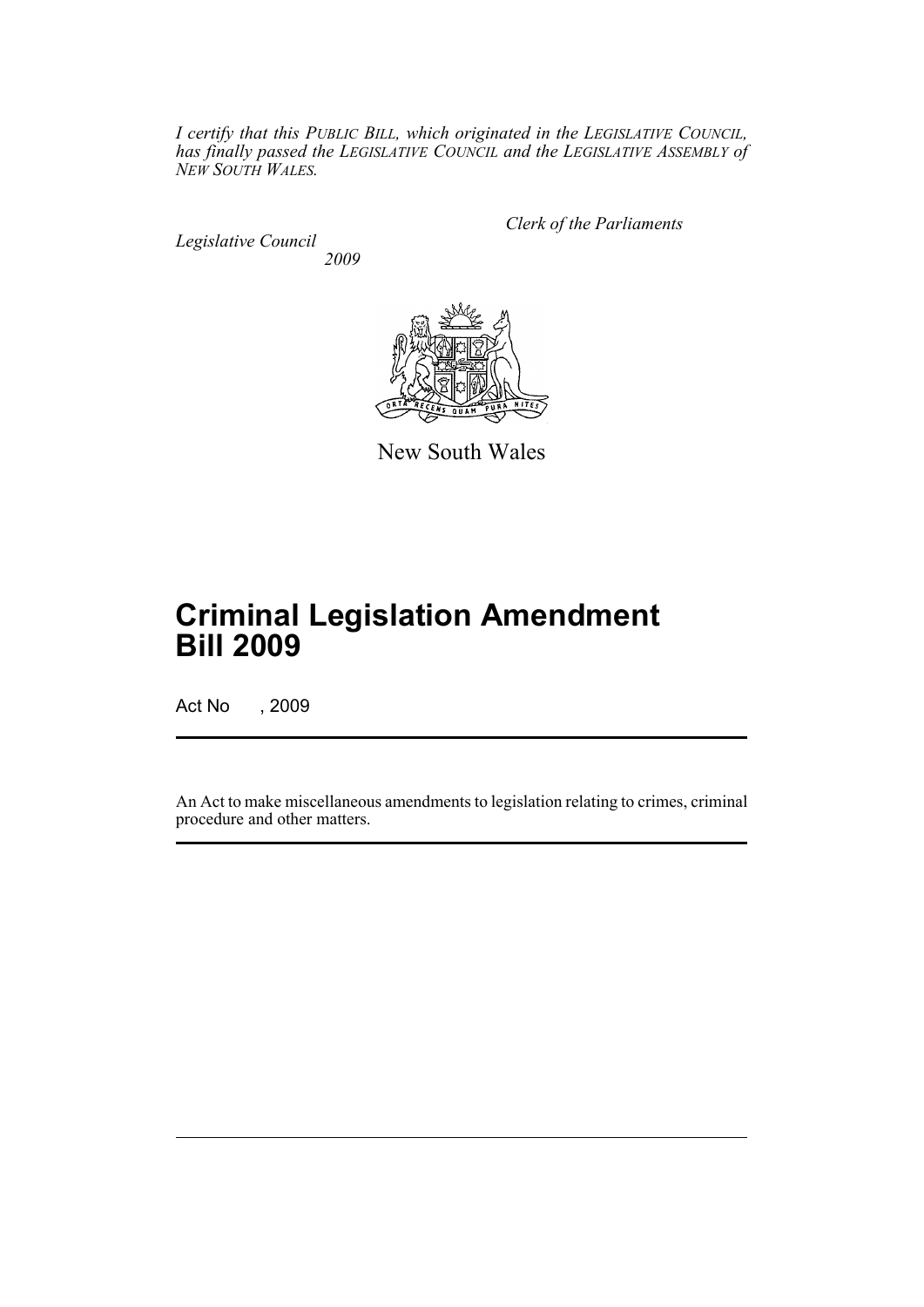*I certify that this PUBLIC BILL, which originated in the LEGISLATIVE COUNCIL, has finally passed the LEGISLATIVE COUNCIL and the LEGISLATIVE ASSEMBLY of NEW SOUTH WALES.*

*Clerk of the Parliaments*

*Legislative Council*
*2009*

New South Wales

# Criminal Legislation Amendment Bill 2009

Act No , 2009

An Act to make miscellaneous amendments to legislation relating to crimes, criminal procedure and other matters.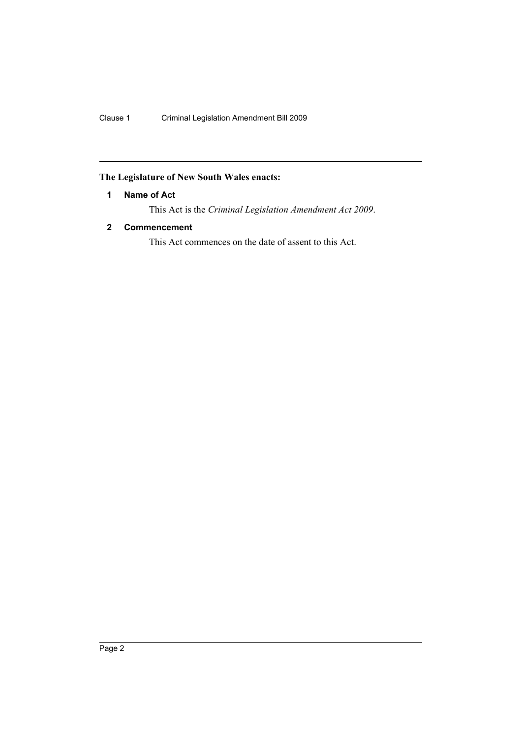**The Legislature of New South Wales enacts:**

### 1 Name of Act

This Act is the *Criminal Legislation Amendment Act 2009*.

### 2 Commencement

This Act commences on the date of assent to this Act.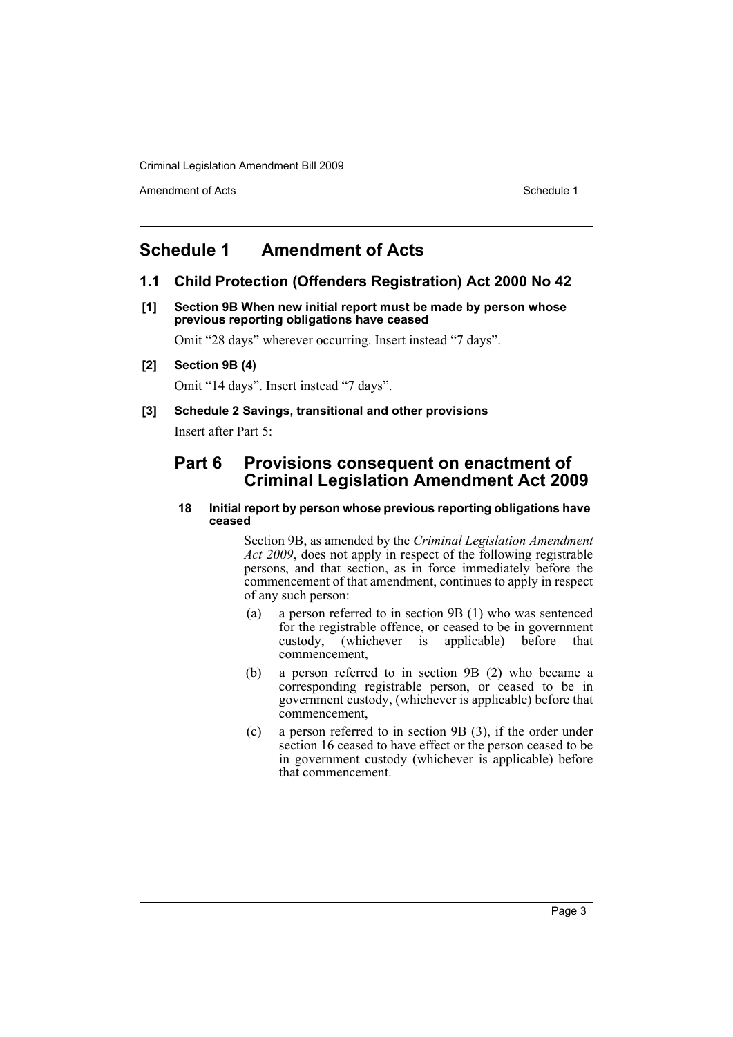# Schedule 1 Amendment of Acts

## 1.1 Child Protection (Offenders Registration) Act 2000 No 42

**[1] Section 9B When new initial report must be made by person whose previous reporting obligations have ceased**

Omit "28 days" wherever occurring. Insert instead "7 days".

**[2] Section 9B (4)**

Omit "14 days". Insert instead "7 days".

**[3] Schedule 2 Savings, transitional and other provisions**

Insert after Part 5:

## Part 6 Provisions consequent on enactment of Criminal Legislation Amendment Act 2009

#### 18 Initial report by person whose previous reporting obligations have ceased

Section 9B, as amended by the *Criminal Legislation Amendment Act 2009*, does not apply in respect of the following registrable persons, and that section, as in force immediately before the commencement of that amendment, continues to apply in respect of any such person:

(a) a person referred to in section 9B (1) who was sentenced for the registrable offence, or ceased to be in government custody, (whichever is applicable) before that commencement,

(b) a person referred to in section 9B (2) who became a corresponding registrable person, or ceased to be in government custody, (whichever is applicable) before that commencement,

(c) a person referred to in section 9B (3), if the order under section 16 ceased to have effect or the person ceased to be in government custody (whichever is applicable) before that commencement.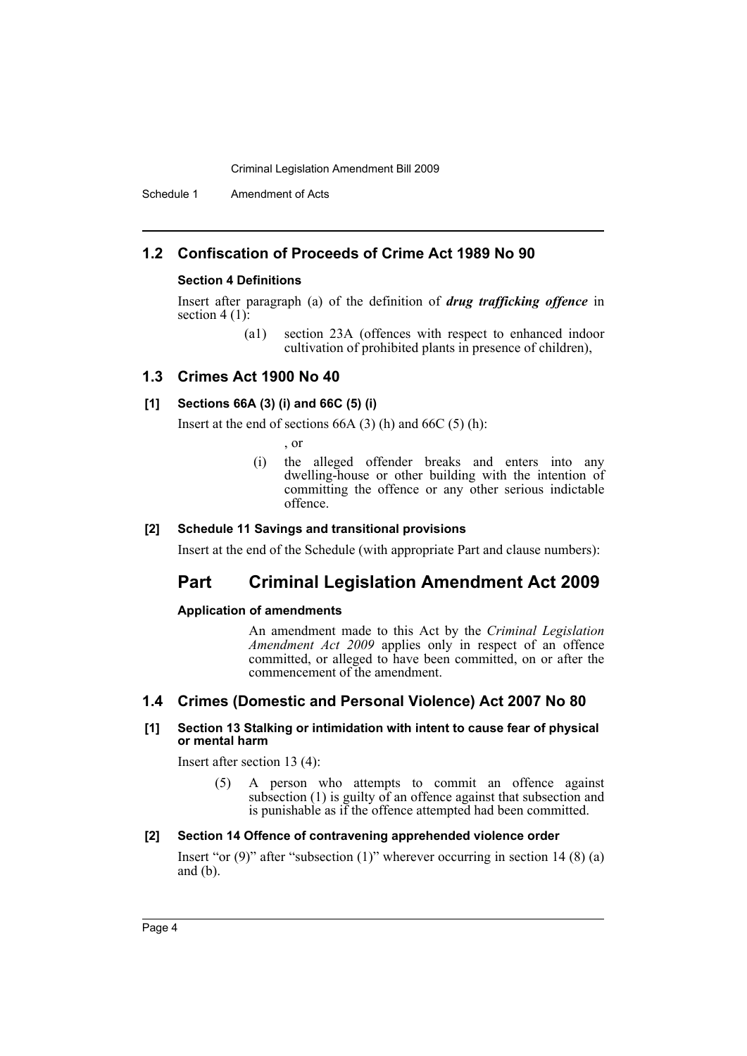## 1.2 Confiscation of Proceeds of Crime Act 1989 No 90

### Section 4 Definitions

Insert after paragraph (a) of the definition of ***drug trafficking offence*** in section 4 (1):

> (a1) section 23A (offences with respect to enhanced indoor cultivation of prohibited plants in presence of children),

## 1.3 Crimes Act 1900 No 40

### [1] Sections 66A (3) (i) and 66C (5) (i)

Insert at the end of sections 66A (3) (h) and 66C (5) (h):

> , or
>
> (i) the alleged offender breaks and enters into any dwelling-house or other building with the intention of committing the offence or any other serious indictable offence.

### [2] Schedule 11 Savings and transitional provisions

Insert at the end of the Schedule (with appropriate Part and clause numbers):

## Part Criminal Legislation Amendment Act 2009

### Application of amendments

An amendment made to this Act by the *Criminal Legislation Amendment Act 2009* applies only in respect of an offence committed, or alleged to have been committed, on or after the commencement of the amendment.

## 1.4 Crimes (Domestic and Personal Violence) Act 2007 No 80

### [1] Section 13 Stalking or intimidation with intent to cause fear of physical or mental harm

Insert after section 13 (4):

> (5) A person who attempts to commit an offence against subsection (1) is guilty of an offence against that subsection and is punishable as if the offence attempted had been committed.

### [2] Section 14 Offence of contravening apprehended violence order

Insert "or (9)" after "subsection (1)" wherever occurring in section 14 (8) (a) and (b).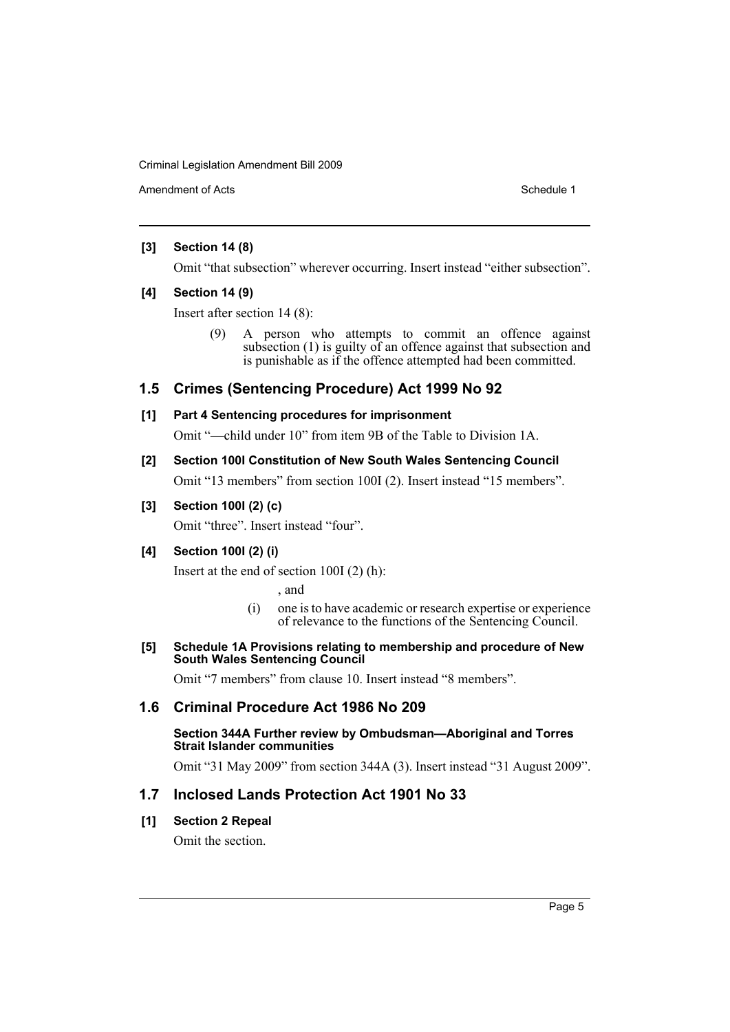**[3] Section 14 (8)**

Omit "that subsection" wherever occurring. Insert instead "either subsection".

**[4] Section 14 (9)**

Insert after section 14 (8):

> (9) A person who attempts to commit an offence against subsection (1) is guilty of an offence against that subsection and is punishable as if the offence attempted had been committed.

## 1.5 Crimes (Sentencing Procedure) Act 1999 No 92

**[1] Part 4 Sentencing procedures for imprisonment**

Omit "—child under 10" from item 9B of the Table to Division 1A.

**[2] Section 100I Constitution of New South Wales Sentencing Council**

Omit "13 members" from section 100I (2). Insert instead "15 members".

**[3] Section 100I (2) (c)**

Omit "three". Insert instead "four".

**[4] Section 100I (2) (i)**

Insert at the end of section 100I (2) (h):

> , and
>
> (i) one is to have academic or research expertise or experience of relevance to the functions of the Sentencing Council.

**[5] Schedule 1A Provisions relating to membership and procedure of New South Wales Sentencing Council**

Omit "7 members" from clause 10. Insert instead "8 members".

## 1.6 Criminal Procedure Act 1986 No 209

**Section 344A Further review by Ombudsman—Aboriginal and Torres Strait Islander communities**

Omit "31 May 2009" from section 344A (3). Insert instead "31 August 2009".

## 1.7 Inclosed Lands Protection Act 1901 No 33

**[1] Section 2 Repeal**

Omit the section.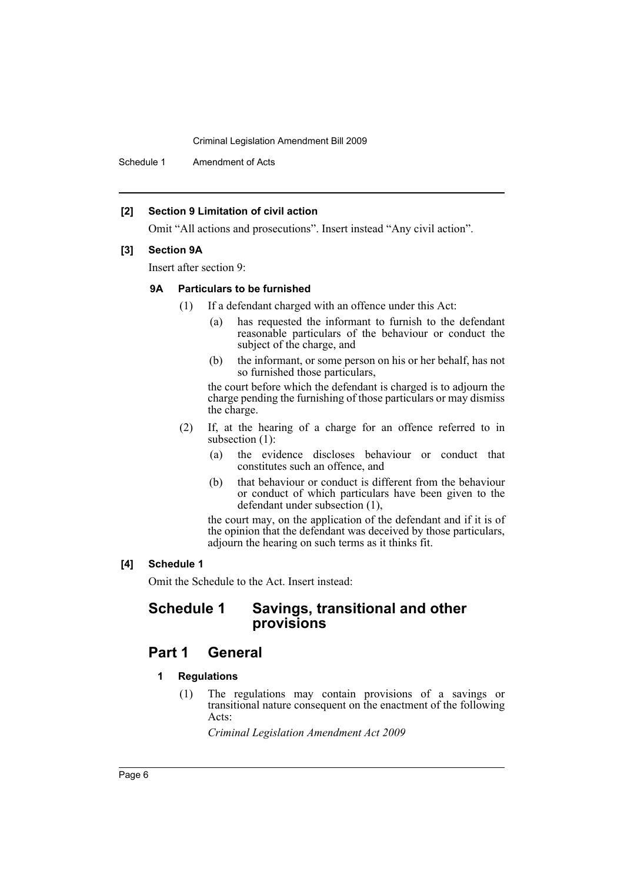**[2] Section 9 Limitation of civil action**

Omit "All actions and prosecutions". Insert instead "Any civil action".

**[3] Section 9A**

Insert after section 9:

**9A Particulars to be furnished**

(1) If a defendant charged with an offence under this Act:

(a) has requested the informant to furnish to the defendant reasonable particulars of the behaviour or conduct the subject of the charge, and

(b) the informant, or some person on his or her behalf, has not so furnished those particulars,

the court before which the defendant is charged is to adjourn the charge pending the furnishing of those particulars or may dismiss the charge.

(2) If, at the hearing of a charge for an offence referred to in subsection (1):

(a) the evidence discloses behaviour or conduct that constitutes such an offence, and

(b) that behaviour or conduct is different from the behaviour or conduct of which particulars have been given to the defendant under subsection (1),

the court may, on the application of the defendant and if it is of the opinion that the defendant was deceived by those particulars, adjourn the hearing on such terms as it thinks fit.

**[4] Schedule 1**

Omit the Schedule to the Act. Insert instead:

## Schedule 1 Savings, transitional and other provisions

## Part 1 General

**1 Regulations**

(1) The regulations may contain provisions of a savings or transitional nature consequent on the enactment of the following Acts:

*Criminal Legislation Amendment Act 2009*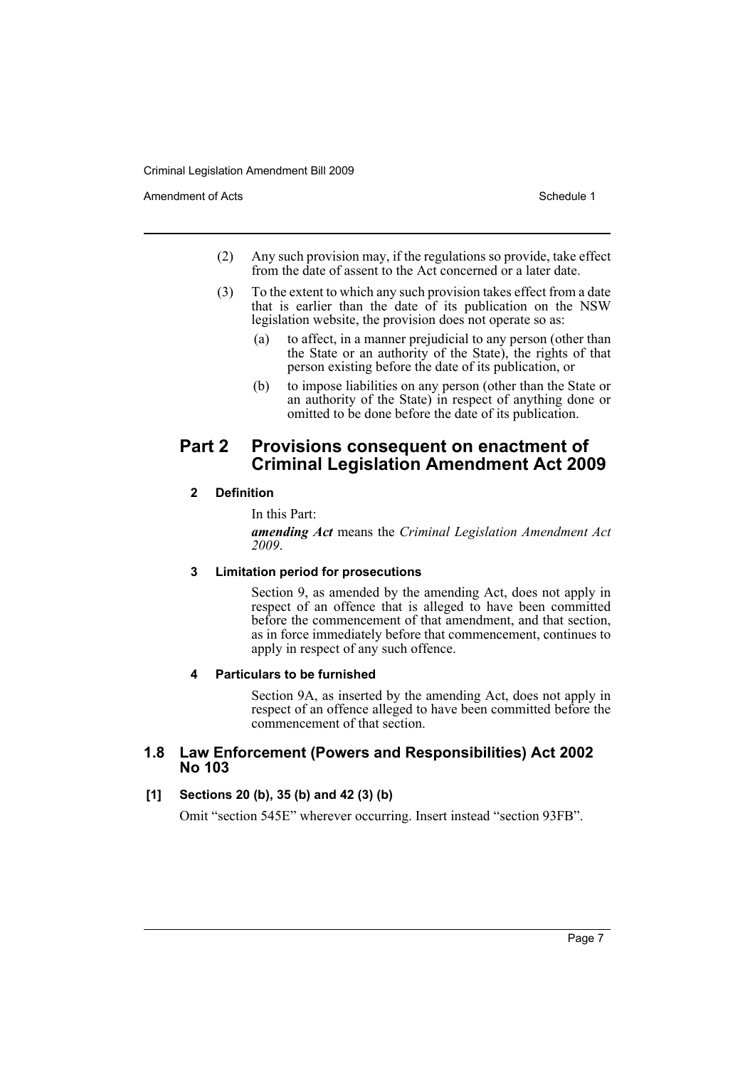(2) Any such provision may, if the regulations so provide, take effect from the date of assent to the Act concerned or a later date.

(3) To the extent to which any such provision takes effect from a date that is earlier than the date of its publication on the NSW legislation website, the provision does not operate so as:

(a) to affect, in a manner prejudicial to any person (other than the State or an authority of the State), the rights of that person existing before the date of its publication, or

(b) to impose liabilities on any person (other than the State or an authority of the State) in respect of anything done or omitted to be done before the date of its publication.

## Part 2 Provisions consequent on enactment of Criminal Legislation Amendment Act 2009

### 2 Definition

In this Part:

***amending Act*** means the *Criminal Legislation Amendment Act 2009*.

### 3 Limitation period for prosecutions

Section 9, as amended by the amending Act, does not apply in respect of an offence that is alleged to have been committed before the commencement of that amendment, and that section, as in force immediately before that commencement, continues to apply in respect of any such offence.

### 4 Particulars to be furnished

Section 9A, as inserted by the amending Act, does not apply in respect of an offence alleged to have been committed before the commencement of that section.

## 1.8 Law Enforcement (Powers and Responsibilities) Act 2002 No 103

### [1] Sections 20 (b), 35 (b) and 42 (3) (b)

Omit "section 545E" wherever occurring. Insert instead "section 93FB".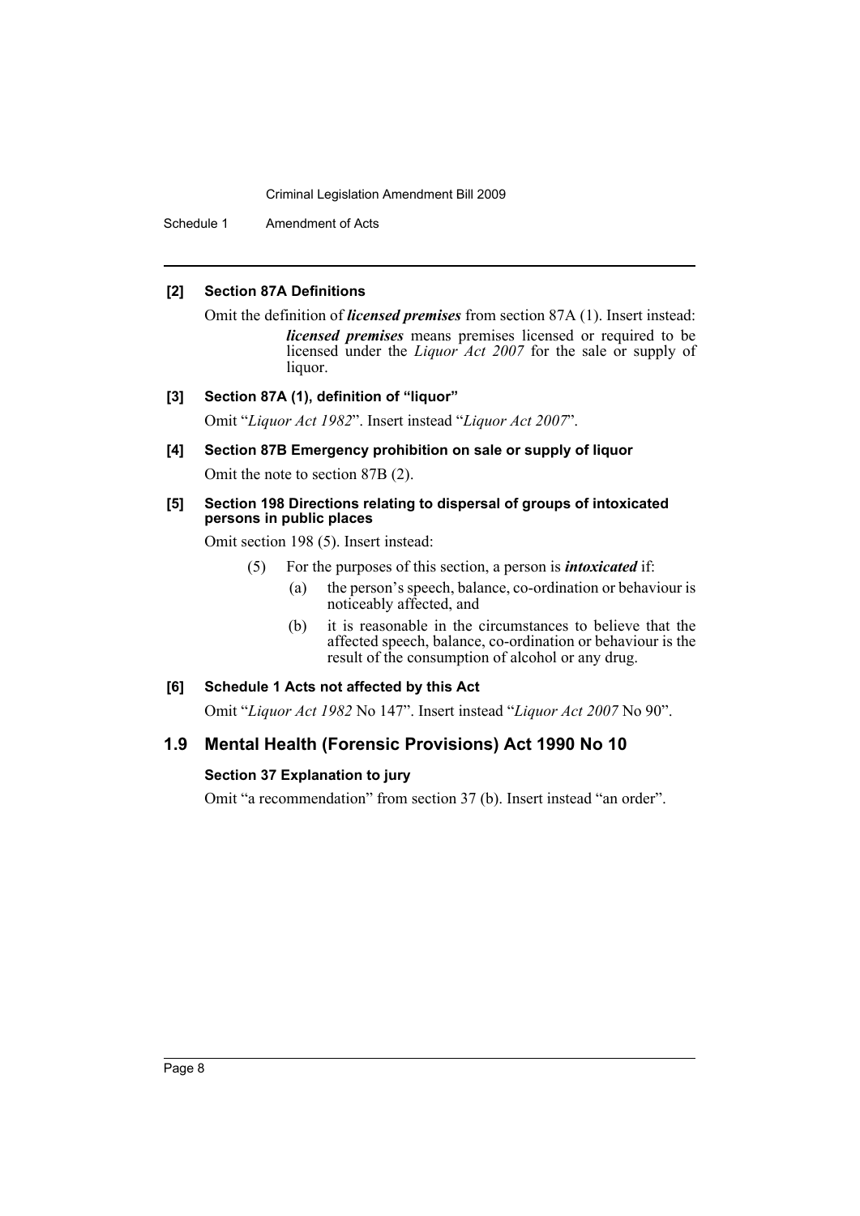#### [2] Section 87A Definitions

Omit the definition of ***licensed premises*** from section 87A (1). Insert instead:

> ***licensed premises*** means premises licensed or required to be licensed under the *Liquor Act 2007* for the sale or supply of liquor.

#### [3] Section 87A (1), definition of "liquor"

Omit "*Liquor Act 1982*". Insert instead "*Liquor Act 2007*".

#### [4] Section 87B Emergency prohibition on sale or supply of liquor

Omit the note to section 87B (2).

#### [5] Section 198 Directions relating to dispersal of groups of intoxicated persons in public places

Omit section 198 (5). Insert instead:

> (5) For the purposes of this section, a person is ***intoxicated*** if:
>
> (a) the person's speech, balance, co-ordination or behaviour is noticeably affected, and
>
> (b) it is reasonable in the circumstances to believe that the affected speech, balance, co-ordination or behaviour is the result of the consumption of alcohol or any drug.

#### [6] Schedule 1 Acts not affected by this Act

Omit "*Liquor Act 1982* No 147". Insert instead "*Liquor Act 2007* No 90".

## 1.9 Mental Health (Forensic Provisions) Act 1990 No 10

#### Section 37 Explanation to jury

Omit "a recommendation" from section 37 (b). Insert instead "an order".